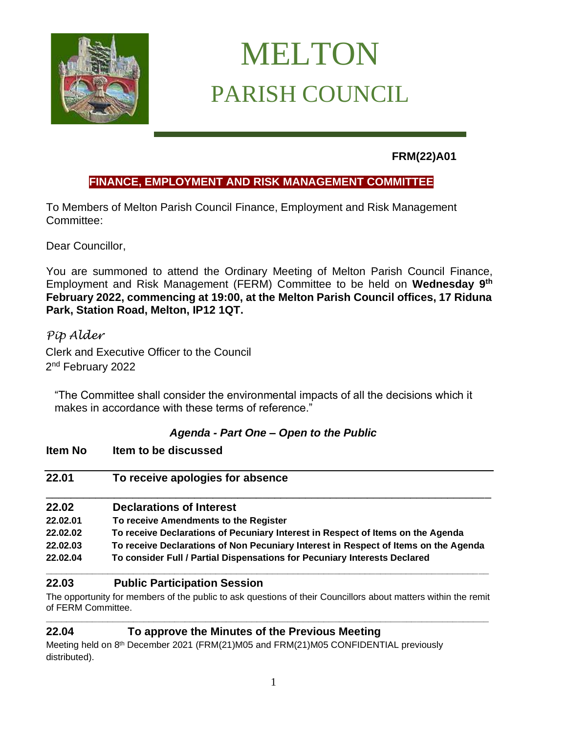# MELTON
## PARISH COUNCIL

**FRM(22)A01**

**FINANCE, EMPLOYMENT AND RISK MANAGEMENT COMMITTEE**

To Members of Melton Parish Council Finance, Employment and Risk Management Committee:

Dear Councillor,

You are summoned to attend the Ordinary Meeting of Melton Parish Council Finance, Employment and Risk Management (FERM) Committee to be held on **Wednesday 9th February 2022, commencing at 19:00, at the Melton Parish Council offices, 17 Riduna Park, Station Road, Melton, IP12 1QT.**

*Pip Alder*

Clerk and Executive Officer to the Council
2nd February 2022

"The Committee shall consider the environmental impacts of all the decisions which it makes in accordance with these terms of reference."

***Agenda - Part One – Open to the Public***

| **Item No** | **Item to be discussed** |
|---|---|
| **22.01** | **To receive apologies for absence** |
| **22.02** | **Declarations of Interest** |
| **22.02.01** | **To receive Amendments to the Register** |
| **22.02.02** | **To receive Declarations of Pecuniary Interest in Respect of Items on the Agenda** |
| **22.02.03** | **To receive Declarations of Non Pecuniary Interest in Respect of Items on the Agenda** |
| **22.02.04** | **To consider Full / Partial Dispensations for Pecuniary Interests Declared** |

**22.03 Public Participation Session**

The opportunity for members of the public to ask questions of their Councillors about matters within the remit of FERM Committee.

**22.04 To approve the Minutes of the Previous Meeting**

Meeting held on 8th December 2021 (FRM(21)M05 and FRM(21)M05 CONFIDENTIAL previously distributed).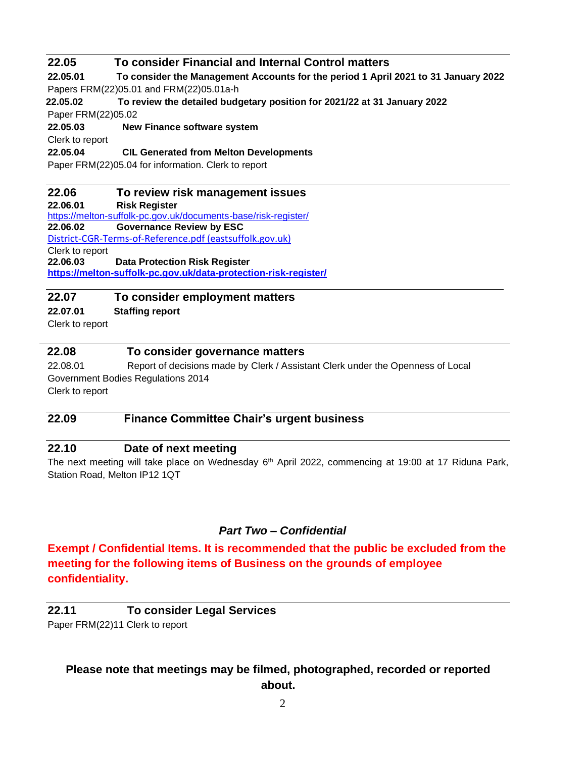## 22.05 To consider Financial and Internal Control matters

**22.05.01 To consider the Management Accounts for the period 1 April 2021 to 31 January 2022**

Papers FRM(22)05.01 and FRM(22)05.01a-h

**22.05.02 To review the detailed budgetary position for 2021/22 at 31 January 2022**

Paper FRM(22)05.02

**22.05.03 New Finance software system**

Clerk to report

**22.05.04 CIL Generated from Melton Developments**

Paper FRM(22)05.04 for information. Clerk to report

## 22.06 To review risk management issues

**22.06.01 Risk Register**

https://melton-suffolk-pc.gov.uk/documents-base/risk-register/

**22.06.02 Governance Review by ESC**

District-CGR-Terms-of-Reference.pdf (eastsuffolk.gov.uk)

Clerk to report

**22.06.03 Data Protection Risk Register**

**https://melton-suffolk-pc.gov.uk/data-protection-risk-register/**

## 22.07 To consider employment matters

**22.07.01 Staffing report**

Clerk to report

## 22.08 To consider governance matters

22.08.01 Report of decisions made by Clerk / Assistant Clerk under the Openness of Local Government Bodies Regulations 2014

Clerk to report

## 22.09 Finance Committee Chair's urgent business

## 22.10 Date of next meeting

The next meeting will take place on Wednesday 6th April 2022, commencing at 19:00 at 17 Riduna Park, Station Road, Melton IP12 1QT

### *Part Two – Confidential*

**Exempt / Confidential Items. It is recommended that the public be excluded from the meeting for the following items of Business on the grounds of employee confidentiality.**

## 22.11 To consider Legal Services

Paper FRM(22)11 Clerk to report

**Please note that meetings may be filmed, photographed, recorded or reported about.**